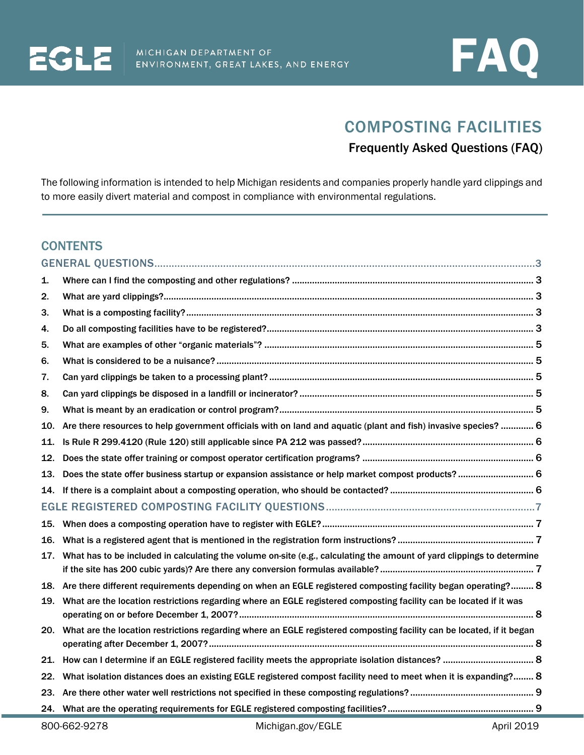EGLE MICHIGAN DEPARTMENT OF ENVIRONMENT, GREAT LAKES, AND ENERGY

FAQ

# COMPOSTING FACILITIES

## Frequently Asked Questions (FAQ)

The following information is intended to help Michigan residents and companies properly handle yard clippings and to more easily divert material and compost in compliance with environmental regulations.

## CONTENTS

GENERAL QUESTIONS.....3

1. Where can I find the composting and other regulations? ..... 3
2. What are yard clippings?..... 3
3. What is a composting facility?..... 3
4. Do all composting facilities have to be registered?..... 3
5. What are examples of other "organic materials"? ..... 5
6. What is considered to be a nuisance? ..... 5
7. Can yard clippings be taken to a processing plant? ..... 5
8. Can yard clippings be disposed in a landfill or incinerator? ..... 5
9. What is meant by an eradication or control program?..... 5
10. Are there resources to help government officials with on land and aquatic (plant and fish) invasive species? ..... 6
11. Is Rule R 299.4120 (Rule 120) still applicable since PA 212 was passed? ..... 6
12. Does the state offer training or compost operator certification programs? ..... 6
13. Does the state offer business startup or expansion assistance or help market compost products? ..... 6
14. If there is a complaint about a composting operation, who should be contacted? ..... 6

EGLE REGISTERED COMPOSTING FACILITY QUESTIONS.....7

15. When does a composting operation have to register with EGLE?..... 7
16. What is a registered agent that is mentioned in the registration form instructions? ..... 7
17. What has to be included in calculating the volume on-site (e.g., calculating the amount of yard clippings to determine if the site has 200 cubic yards)? Are there any conversion formulas available? ..... 7
18. Are there different requirements depending on when an EGLE registered composting facility began operating? ..... 8
19. What are the location restrictions regarding where an EGLE registered composting facility can be located if it was operating on or before December 1, 2007? ..... 8
20. What are the location restrictions regarding where an EGLE registered composting facility can be located, if it began operating after December 1, 2007? ..... 8
21. How can I determine if an EGLE registered facility meets the appropriate isolation distances? ..... 8
22. What isolation distances does an existing EGLE registered compost facility need to meet when it is expanding? ..... 8
23. Are there other water well restrictions not specified in these composting regulations? ..... 9
24. What are the operating requirements for EGLE registered composting facilities? ..... 9

800-662-9278 Michigan.gov/EGLE April 2019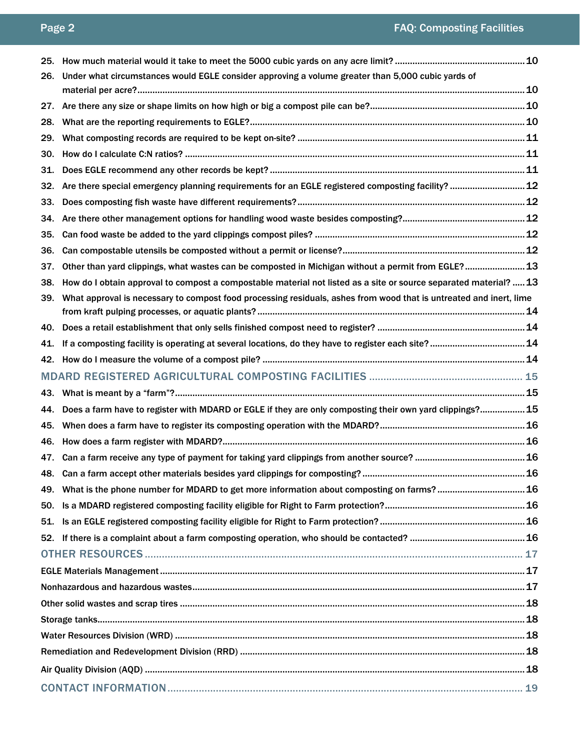25. How much material would it take to meet the 5000 cubic yards on any acre limit? .... 10
26. Under what circumstances would EGLE consider approving a volume greater than 5,000 cubic yards of material per acre? .... 10
27. Are there any size or shape limits on how high or big a compost pile can be? .... 10
28. What are the reporting requirements to EGLE? .... 10
29. What composting records are required to be kept on-site? .... 11
30. How do I calculate C:N ratios? .... 11
31. Does EGLE recommend any other records be kept? .... 11
32. Are there special emergency planning requirements for an EGLE registered composting facility? .... 12
33. Does composting fish waste have different requirements? .... 12
34. Are there other management options for handling wood waste besides composting? .... 12
35. Can food waste be added to the yard clippings compost piles? .... 12
36. Can compostable utensils be composted without a permit or license? .... 12
37. Other than yard clippings, what wastes can be composted in Michigan without a permit from EGLE? .... 13
38. How do I obtain approval to compost a compostable material not listed as a site or source separated material? .... 13
39. What approval is necessary to compost food processing residuals, ashes from wood that is untreated and inert, lime from kraft pulping processes, or aquatic plants? .... 14
40. Does a retail establishment that only sells finished compost need to register? .... 14
41. If a composting facility is operating at several locations, do they have to register each site? .... 14
42. How do I measure the volume of a compost pile? .... 14

## MDARD REGISTERED AGRICULTURAL COMPOSTING FACILITIES .... 15

43. What is meant by a "farm"? .... 15
44. Does a farm have to register with MDARD or EGLE if they are only composting their own yard clippings? .... 15
45. When does a farm have to register its composting operation with the MDARD? .... 16
46. How does a farm register with MDARD? .... 16
47. Can a farm receive any type of payment for taking yard clippings from another source? .... 16
48. Can a farm accept other materials besides yard clippings for composting? .... 16
49. What is the phone number for MDARD to get more information about composting on farms? .... 16
50. Is a MDARD registered composting facility eligible for Right to Farm protection? .... 16
51. Is an EGLE registered composting facility eligible for Right to Farm protection? .... 16
52. If there is a complaint about a farm composting operation, who should be contacted? .... 16

## OTHER RESOURCES .... 17

EGLE Materials Management .... 17
Nonhazardous and hazardous wastes .... 17
Other solid wastes and scrap tires .... 18
Storage tanks .... 18
Water Resources Division (WRD) .... 18
Remediation and Redevelopment Division (RRD) .... 18
Air Quality Division (AQD) .... 18

## CONTACT INFORMATION .... 19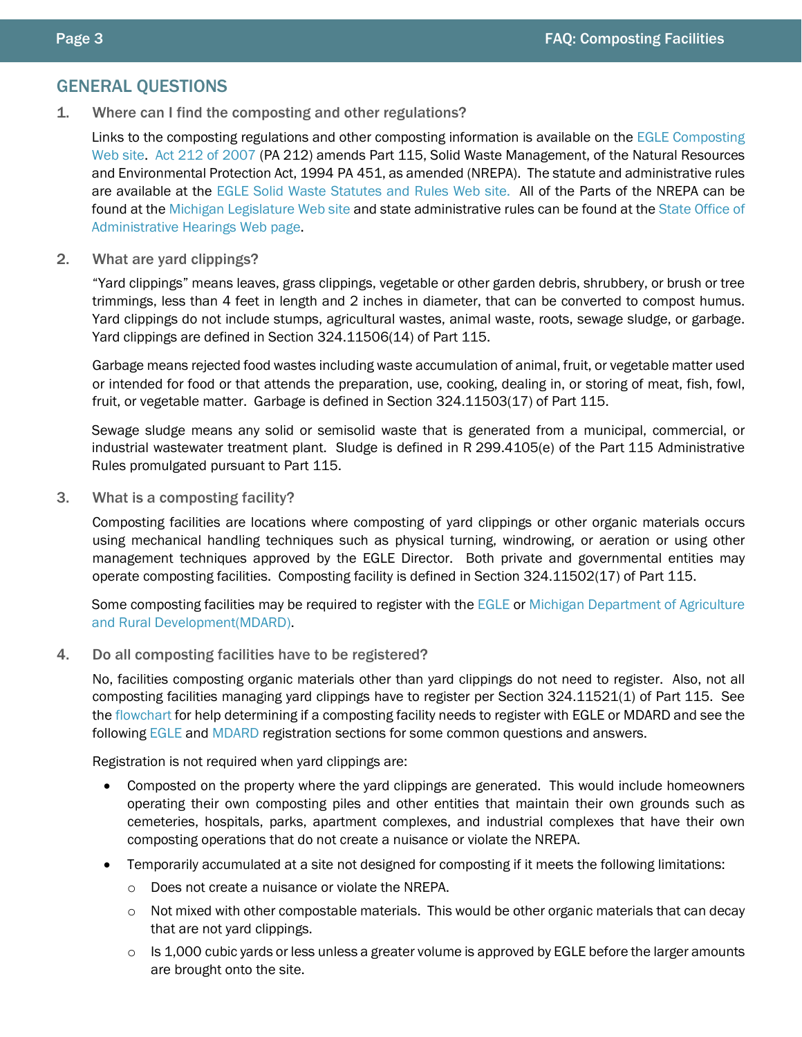## GENERAL QUESTIONS

### 1. Where can I find the composting and other regulations?

Links to the composting regulations and other composting information is available on the EGLE Composting Web site. Act 212 of 2007 (PA 212) amends Part 115, Solid Waste Management, of the Natural Resources and Environmental Protection Act, 1994 PA 451, as amended (NREPA). The statute and administrative rules are available at the EGLE Solid Waste Statutes and Rules Web site. All of the Parts of the NREPA can be found at the Michigan Legislature Web site and state administrative rules can be found at the State Office of Administrative Hearings Web page.

### 2. What are yard clippings?

"Yard clippings" means leaves, grass clippings, vegetable or other garden debris, shrubbery, or brush or tree trimmings, less than 4 feet in length and 2 inches in diameter, that can be converted to compost humus. Yard clippings do not include stumps, agricultural wastes, animal waste, roots, sewage sludge, or garbage. Yard clippings are defined in Section 324.11506(14) of Part 115.

Garbage means rejected food wastes including waste accumulation of animal, fruit, or vegetable matter used or intended for food or that attends the preparation, use, cooking, dealing in, or storing of meat, fish, fowl, fruit, or vegetable matter. Garbage is defined in Section 324.11503(17) of Part 115.

Sewage sludge means any solid or semisolid waste that is generated from a municipal, commercial, or industrial wastewater treatment plant. Sludge is defined in R 299.4105(e) of the Part 115 Administrative Rules promulgated pursuant to Part 115.

### 3. What is a composting facility?

Composting facilities are locations where composting of yard clippings or other organic materials occurs using mechanical handling techniques such as physical turning, windrowing, or aeration or using other management techniques approved by the EGLE Director. Both private and governmental entities may operate composting facilities. Composting facility is defined in Section 324.11502(17) of Part 115.

Some composting facilities may be required to register with the EGLE or Michigan Department of Agriculture and Rural Development(MDARD).

### 4. Do all composting facilities have to be registered?

No, facilities composting organic materials other than yard clippings do not need to register. Also, not all composting facilities managing yard clippings have to register per Section 324.11521(1) of Part 115. See the flowchart for help determining if a composting facility needs to register with EGLE or MDARD and see the following EGLE and MDARD registration sections for some common questions and answers.

Registration is not required when yard clippings are:

- Composted on the property where the yard clippings are generated. This would include homeowners operating their own composting piles and other entities that maintain their own grounds such as cemeteries, hospitals, parks, apartment complexes, and industrial complexes that have their own composting operations that do not create a nuisance or violate the NREPA.
- Temporarily accumulated at a site not designed for composting if it meets the following limitations:
  - Does not create a nuisance or violate the NREPA.
  - Not mixed with other compostable materials. This would be other organic materials that can decay that are not yard clippings.
  - Is 1,000 cubic yards or less unless a greater volume is approved by EGLE before the larger amounts are brought onto the site.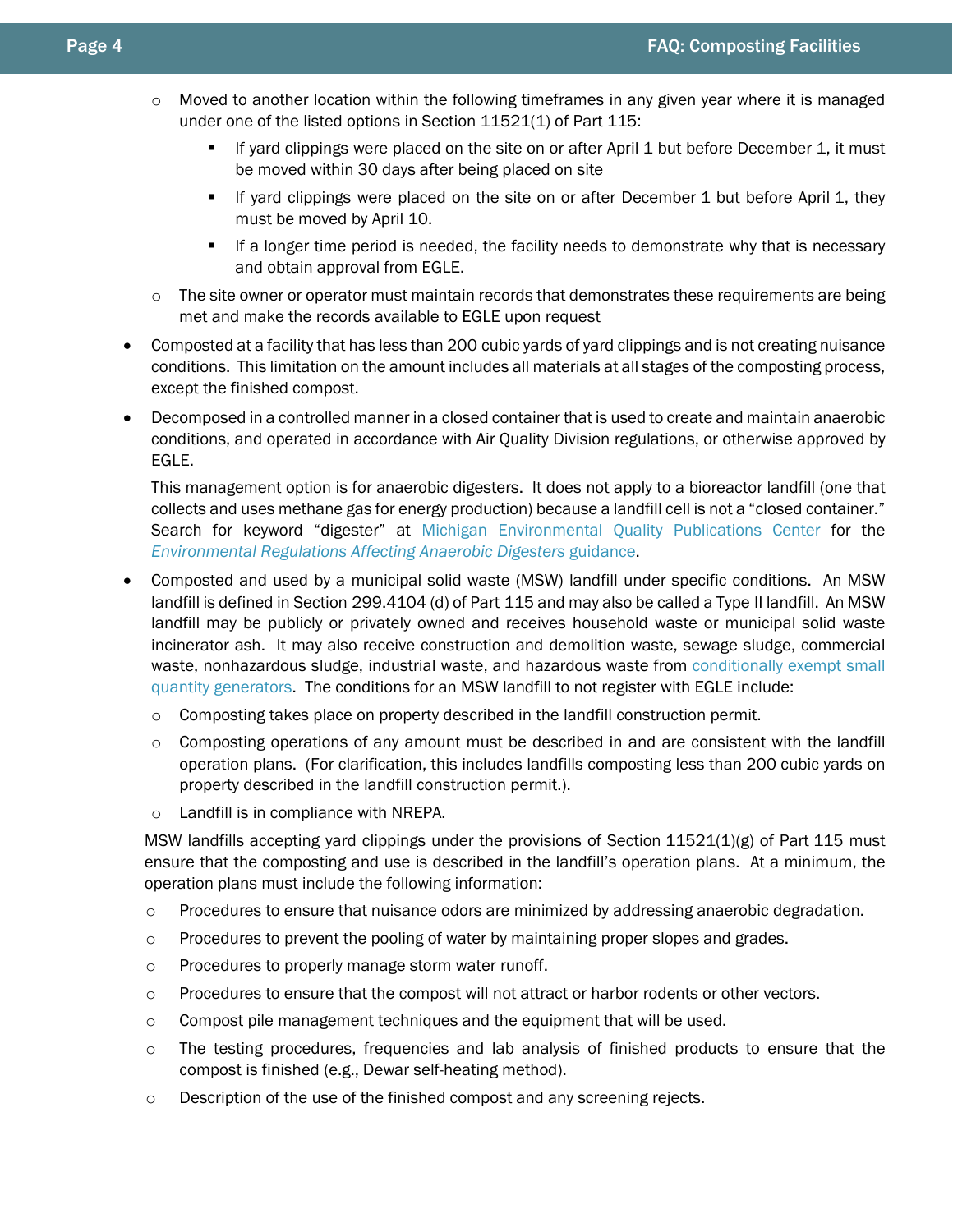- Moved to another location within the following timeframes in any given year where it is managed under one of the listed options in Section 11521(1) of Part 115:
    - If yard clippings were placed on the site on or after April 1 but before December 1, it must be moved within 30 days after being placed on site
    - If yard clippings were placed on the site on or after December 1 but before April 1, they must be moved by April 10.
    - If a longer time period is needed, the facility needs to demonstrate why that is necessary and obtain approval from EGLE.
  - The site owner or operator must maintain records that demonstrates these requirements are being met and make the records available to EGLE upon request
- Composted at a facility that has less than 200 cubic yards of yard clippings and is not creating nuisance conditions. This limitation on the amount includes all materials at all stages of the composting process, except the finished compost.
- Decomposed in a controlled manner in a closed container that is used to create and maintain anaerobic conditions, and operated in accordance with Air Quality Division regulations, or otherwise approved by EGLE.

  This management option is for anaerobic digesters. It does not apply to a bioreactor landfill (one that collects and uses methane gas for energy production) because a landfill cell is not a "closed container." Search for keyword "digester" at Michigan Environmental Quality Publications Center for the *Environmental Regulations Affecting Anaerobic Digesters* guidance.
- Composted and used by a municipal solid waste (MSW) landfill under specific conditions. An MSW landfill is defined in Section 299.4104 (d) of Part 115 and may also be called a Type II landfill. An MSW landfill may be publicly or privately owned and receives household waste or municipal solid waste incinerator ash. It may also receive construction and demolition waste, sewage sludge, commercial waste, nonhazardous sludge, industrial waste, and hazardous waste from conditionally exempt small quantity generators. The conditions for an MSW landfill to not register with EGLE include:
  - Composting takes place on property described in the landfill construction permit.
  - Composting operations of any amount must be described in and are consistent with the landfill operation plans. (For clarification, this includes landfills composting less than 200 cubic yards on property described in the landfill construction permit.).
  - Landfill is in compliance with NREPA.

  MSW landfills accepting yard clippings under the provisions of Section 11521(1)(g) of Part 115 must ensure that the composting and use is described in the landfill's operation plans. At a minimum, the operation plans must include the following information:
  - Procedures to ensure that nuisance odors are minimized by addressing anaerobic degradation.
  - Procedures to prevent the pooling of water by maintaining proper slopes and grades.
  - Procedures to properly manage storm water runoff.
  - Procedures to ensure that the compost will not attract or harbor rodents or other vectors.
  - Compost pile management techniques and the equipment that will be used.
  - The testing procedures, frequencies and lab analysis of finished products to ensure that the compost is finished (e.g., Dewar self-heating method).
  - Description of the use of the finished compost and any screening rejects.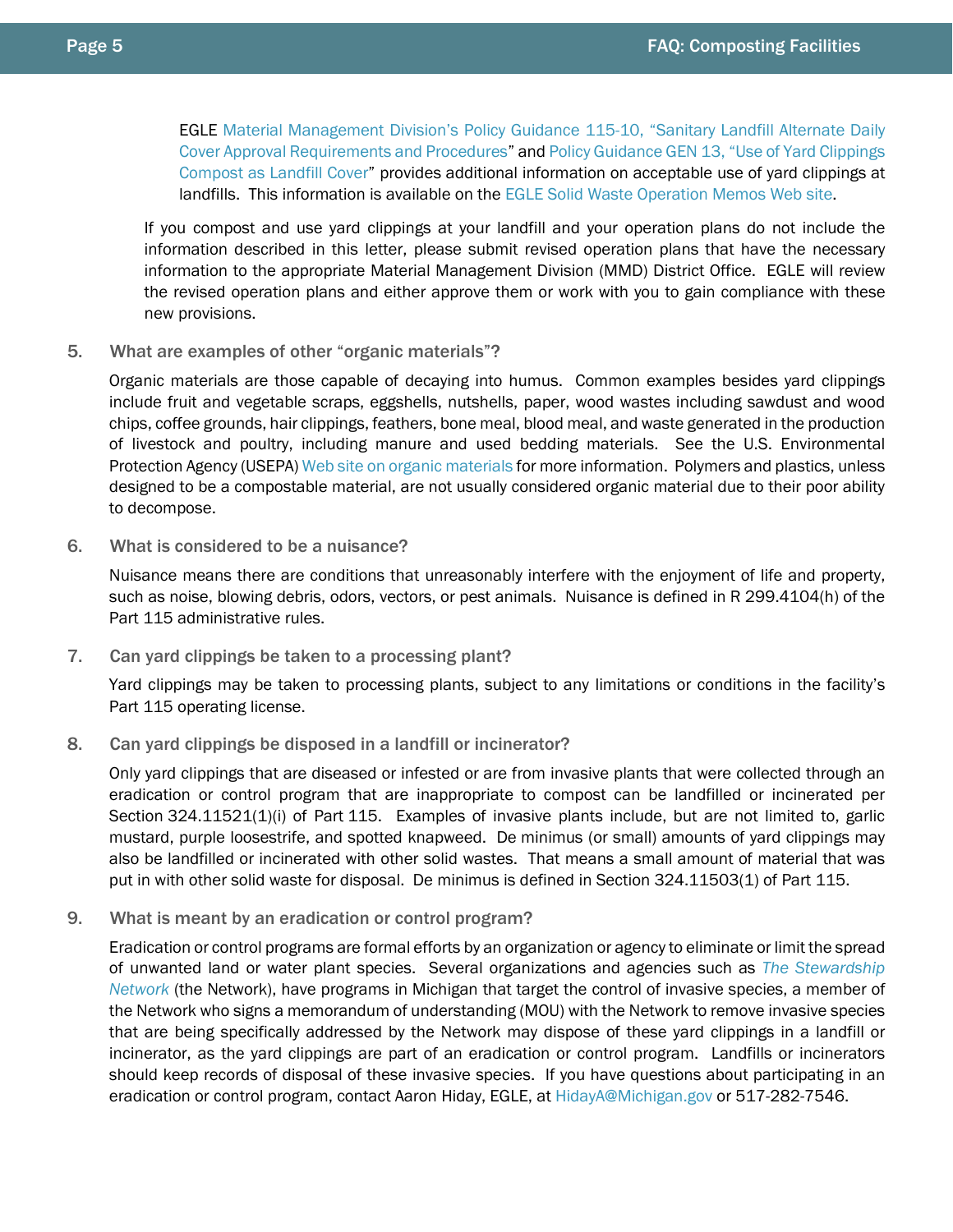EGLE Material Management Division's Policy Guidance 115-10, "Sanitary Landfill Alternate Daily Cover Approval Requirements and Procedures" and Policy Guidance GEN 13, "Use of Yard Clippings Compost as Landfill Cover" provides additional information on acceptable use of yard clippings at landfills. This information is available on the EGLE Solid Waste Operation Memos Web site.

If you compost and use yard clippings at your landfill and your operation plans do not include the information described in this letter, please submit revised operation plans that have the necessary information to the appropriate Material Management Division (MMD) District Office. EGLE will review the revised operation plans and either approve them or work with you to gain compliance with these new provisions.

### 5. What are examples of other "organic materials"?

Organic materials are those capable of decaying into humus. Common examples besides yard clippings include fruit and vegetable scraps, eggshells, nutshells, paper, wood wastes including sawdust and wood chips, coffee grounds, hair clippings, feathers, bone meal, blood meal, and waste generated in the production of livestock and poultry, including manure and used bedding materials. See the U.S. Environmental Protection Agency (USEPA) Web site on organic materials for more information. Polymers and plastics, unless designed to be a compostable material, are not usually considered organic material due to their poor ability to decompose.

### 6. What is considered to be a nuisance?

Nuisance means there are conditions that unreasonably interfere with the enjoyment of life and property, such as noise, blowing debris, odors, vectors, or pest animals. Nuisance is defined in R 299.4104(h) of the Part 115 administrative rules.

### 7. Can yard clippings be taken to a processing plant?

Yard clippings may be taken to processing plants, subject to any limitations or conditions in the facility's Part 115 operating license.

### 8. Can yard clippings be disposed in a landfill or incinerator?

Only yard clippings that are diseased or infested or are from invasive plants that were collected through an eradication or control program that are inappropriate to compost can be landfilled or incinerated per Section 324.11521(1)(i) of Part 115. Examples of invasive plants include, but are not limited to, garlic mustard, purple loosestrife, and spotted knapweed. De minimus (or small) amounts of yard clippings may also be landfilled or incinerated with other solid wastes. That means a small amount of material that was put in with other solid waste for disposal. De minimus is defined in Section 324.11503(1) of Part 115.

### 9. What is meant by an eradication or control program?

Eradication or control programs are formal efforts by an organization or agency to eliminate or limit the spread of unwanted land or water plant species. Several organizations and agencies such as *The Stewardship Network* (the Network), have programs in Michigan that target the control of invasive species, a member of the Network who signs a memorandum of understanding (MOU) with the Network to remove invasive species that are being specifically addressed by the Network may dispose of these yard clippings in a landfill or incinerator, as the yard clippings are part of an eradication or control program. Landfills or incinerators should keep records of disposal of these invasive species. If you have questions about participating in an eradication or control program, contact Aaron Hiday, EGLE, at HidayA@Michigan.gov or 517-282-7546.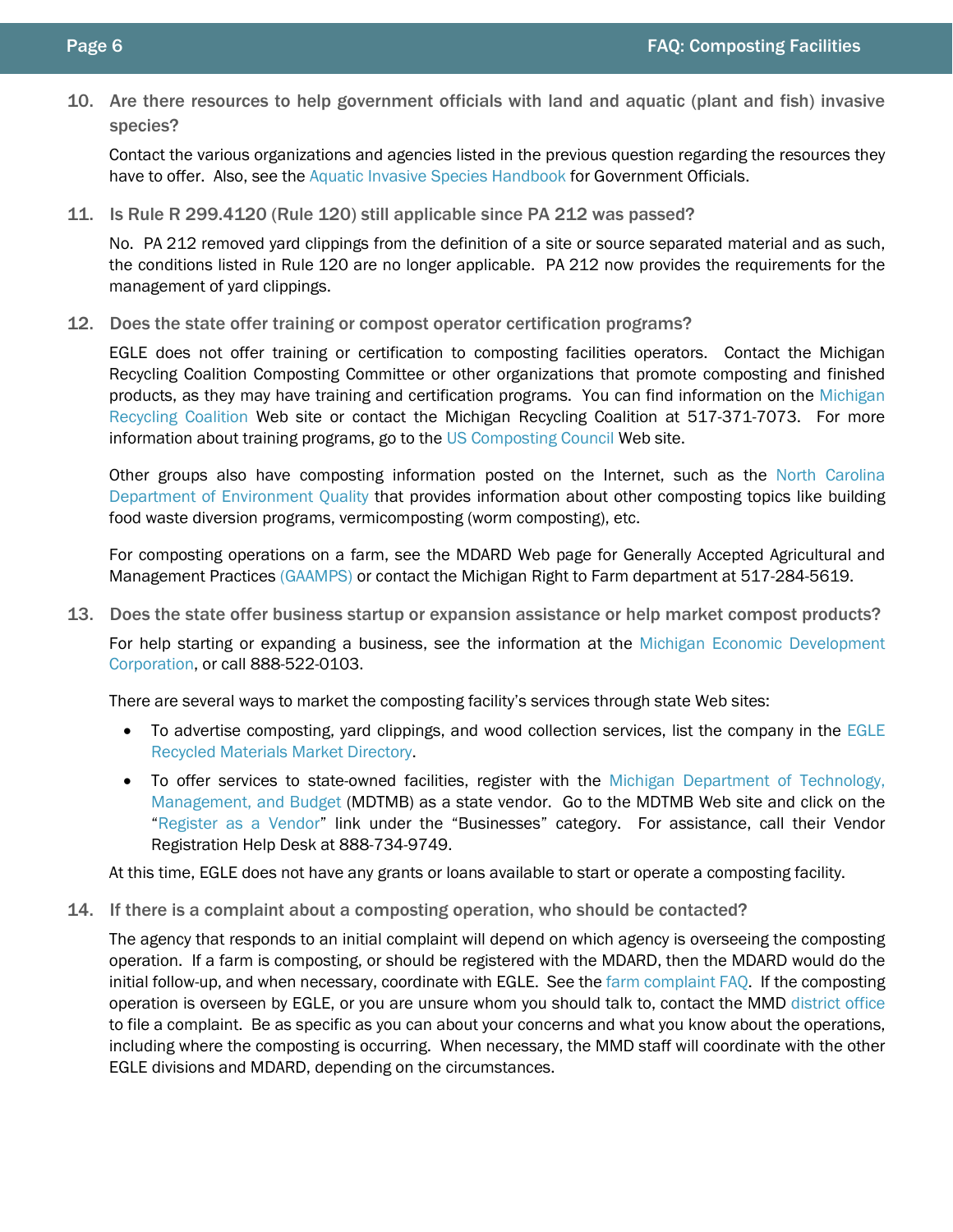10. **Are there resources to help government officials with land and aquatic (plant and fish) invasive species?**

    Contact the various organizations and agencies listed in the previous question regarding the resources they have to offer. Also, see the Aquatic Invasive Species Handbook for Government Officials.

11. **Is Rule R 299.4120 (Rule 120) still applicable since PA 212 was passed?**

    No. PA 212 removed yard clippings from the definition of a site or source separated material and as such, the conditions listed in Rule 120 are no longer applicable. PA 212 now provides the requirements for the management of yard clippings.

12. **Does the state offer training or compost operator certification programs?**

    EGLE does not offer training or certification to composting facilities operators. Contact the Michigan Recycling Coalition Composting Committee or other organizations that promote composting and finished products, as they may have training and certification programs. You can find information on the Michigan Recycling Coalition Web site or contact the Michigan Recycling Coalition at 517-371-7073. For more information about training programs, go to the US Composting Council Web site.

    Other groups also have composting information posted on the Internet, such as the North Carolina Department of Environment Quality that provides information about other composting topics like building food waste diversion programs, vermicomposting (worm composting), etc.

    For composting operations on a farm, see the MDARD Web page for Generally Accepted Agricultural and Management Practices (GAAMPS) or contact the Michigan Right to Farm department at 517-284-5619.

13. **Does the state offer business startup or expansion assistance or help market compost products?**

    For help starting or expanding a business, see the information at the Michigan Economic Development Corporation, or call 888-522-0103.

    There are several ways to market the composting facility's services through state Web sites:

    - To advertise composting, yard clippings, and wood collection services, list the company in the EGLE Recycled Materials Market Directory.
    - To offer services to state-owned facilities, register with the Michigan Department of Technology, Management, and Budget (MDTMB) as a state vendor. Go to the MDTMB Web site and click on the "Register as a Vendor" link under the "Businesses" category. For assistance, call their Vendor Registration Help Desk at 888-734-9749.

    At this time, EGLE does not have any grants or loans available to start or operate a composting facility.

14. **If there is a complaint about a composting operation, who should be contacted?**

    The agency that responds to an initial complaint will depend on which agency is overseeing the composting operation. If a farm is composting, or should be registered with the MDARD, then the MDARD would do the initial follow-up, and when necessary, coordinate with EGLE. See the farm complaint FAQ. If the composting operation is overseen by EGLE, or you are unsure whom you should talk to, contact the MMD district office to file a complaint. Be as specific as you can about your concerns and what you know about the operations, including where the composting is occurring. When necessary, the MMD staff will coordinate with the other EGLE divisions and MDARD, depending on the circumstances.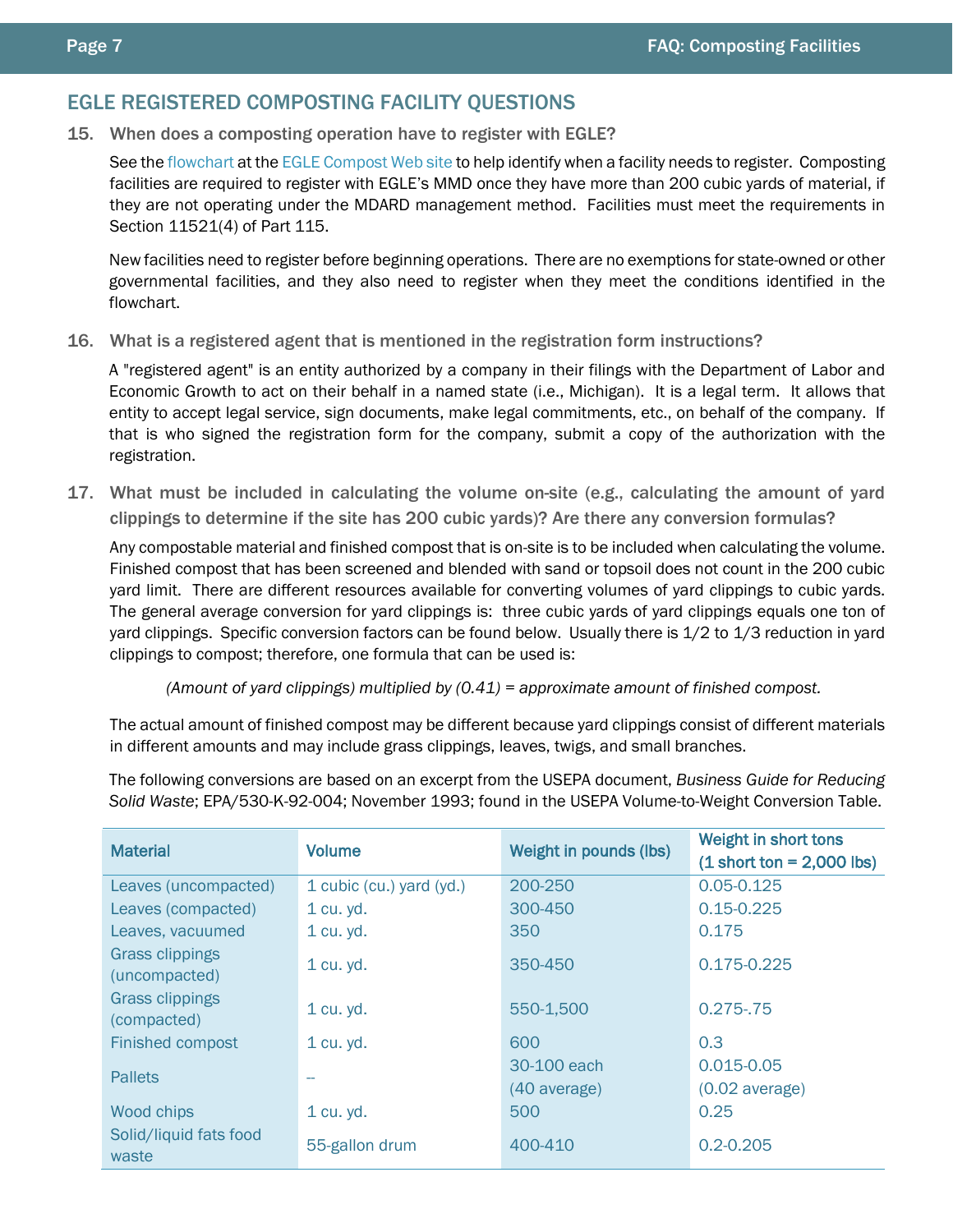## EGLE REGISTERED COMPOSTING FACILITY QUESTIONS

**15. When does a composting operation have to register with EGLE?**

See the flowchart at the EGLE Compost Web site to help identify when a facility needs to register. Composting facilities are required to register with EGLE's MMD once they have more than 200 cubic yards of material, if they are not operating under the MDARD management method. Facilities must meet the requirements in Section 11521(4) of Part 115.

New facilities need to register before beginning operations. There are no exemptions for state-owned or other governmental facilities, and they also need to register when they meet the conditions identified in the flowchart.

**16. What is a registered agent that is mentioned in the registration form instructions?**

A "registered agent" is an entity authorized by a company in their filings with the Department of Labor and Economic Growth to act on their behalf in a named state (i.e., Michigan). It is a legal term. It allows that entity to accept legal service, sign documents, make legal commitments, etc., on behalf of the company. If that is who signed the registration form for the company, submit a copy of the authorization with the registration.

**17. What must be included in calculating the volume on-site (e.g., calculating the amount of yard clippings to determine if the site has 200 cubic yards)? Are there any conversion formulas?**

Any compostable material and finished compost that is on-site is to be included when calculating the volume. Finished compost that has been screened and blended with sand or topsoil does not count in the 200 cubic yard limit. There are different resources available for converting volumes of yard clippings to cubic yards. The general average conversion for yard clippings is: three cubic yards of yard clippings equals one ton of yard clippings. Specific conversion factors can be found below. Usually there is 1/2 to 1/3 reduction in yard clippings to compost; therefore, one formula that can be used is:

*(Amount of yard clippings) multiplied by (0.41) = approximate amount of finished compost.*

The actual amount of finished compost may be different because yard clippings consist of different materials in different amounts and may include grass clippings, leaves, twigs, and small branches.

The following conversions are based on an excerpt from the USEPA document, *Business Guide for Reducing Solid Waste*; EPA/530-K-92-004; November 1993; found in the USEPA Volume-to-Weight Conversion Table.

| Material | Volume | Weight in pounds (lbs) | Weight in short tons (1 short ton = 2,000 lbs) |
|---|---|---|---|
| Leaves (uncompacted) | 1 cubic (cu.) yard (yd.) | 200-250 | 0.05-0.125 |
| Leaves (compacted) | 1 cu. yd. | 300-450 | 0.15-0.225 |
| Leaves, vacuumed | 1 cu. yd. | 350 | 0.175 |
| Grass clippings (uncompacted) | 1 cu. yd. | 350-450 | 0.175-0.225 |
| Grass clippings (compacted) | 1 cu. yd. | 550-1,500 | 0.275-.75 |
| Finished compost | 1 cu. yd. | 600 | 0.3 |
| Pallets | -- | 30-100 each (40 average) | 0.015-0.05 (0.02 average) |
| Wood chips | 1 cu. yd. | 500 | 0.25 |
| Solid/liquid fats food waste | 55-gallon drum | 400-410 | 0.2-0.205 |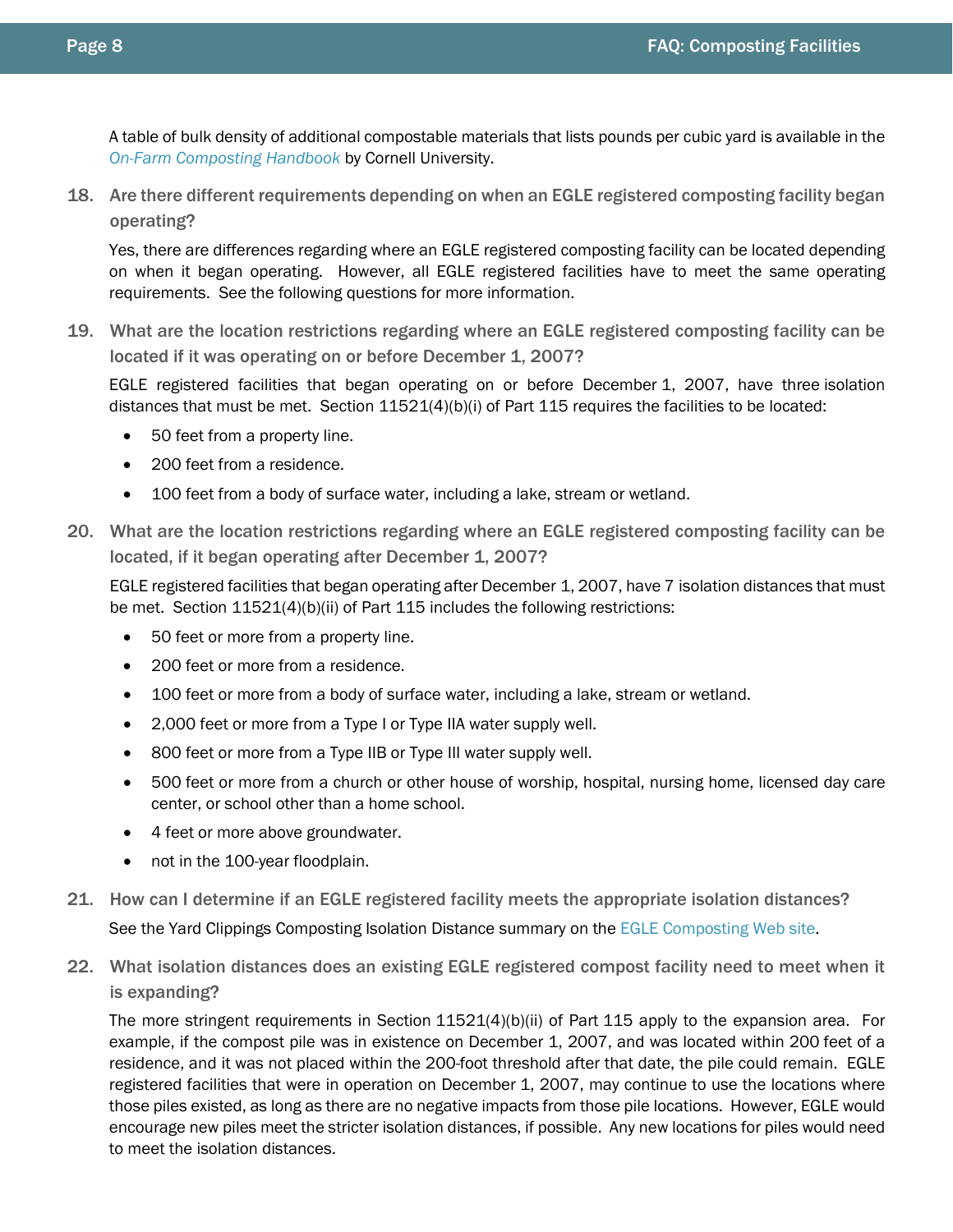A table of bulk density of additional compostable materials that lists pounds per cubic yard is available in the *On-Farm Composting Handbook* by Cornell University.

### 18. Are there different requirements depending on when an EGLE registered composting facility began operating?

Yes, there are differences regarding where an EGLE registered composting facility can be located depending on when it began operating. However, all EGLE registered facilities have to meet the same operating requirements. See the following questions for more information.

### 19. What are the location restrictions regarding where an EGLE registered composting facility can be located if it was operating on or before December 1, 2007?

EGLE registered facilities that began operating on or before December 1, 2007, have three isolation distances that must be met. Section 11521(4)(b)(i) of Part 115 requires the facilities to be located:

- 50 feet from a property line.
- 200 feet from a residence.
- 100 feet from a body of surface water, including a lake, stream or wetland.

### 20. What are the location restrictions regarding where an EGLE registered composting facility can be located, if it began operating after December 1, 2007?

EGLE registered facilities that began operating after December 1, 2007, have 7 isolation distances that must be met. Section 11521(4)(b)(ii) of Part 115 includes the following restrictions:

- 50 feet or more from a property line.
- 200 feet or more from a residence.
- 100 feet or more from a body of surface water, including a lake, stream or wetland.
- 2,000 feet or more from a Type I or Type IIA water supply well.
- 800 feet or more from a Type IIB or Type III water supply well.
- 500 feet or more from a church or other house of worship, hospital, nursing home, licensed day care center, or school other than a home school.
- 4 feet or more above groundwater.
- not in the 100-year floodplain.

### 21. How can I determine if an EGLE registered facility meets the appropriate isolation distances?

See the Yard Clippings Composting Isolation Distance summary on the EGLE Composting Web site.

### 22. What isolation distances does an existing EGLE registered compost facility need to meet when it is expanding?

The more stringent requirements in Section 11521(4)(b)(ii) of Part 115 apply to the expansion area. For example, if the compost pile was in existence on December 1, 2007, and was located within 200 feet of a residence, and it was not placed within the 200-foot threshold after that date, the pile could remain. EGLE registered facilities that were in operation on December 1, 2007, may continue to use the locations where those piles existed, as long as there are no negative impacts from those pile locations. However, EGLE would encourage new piles meet the stricter isolation distances, if possible. Any new locations for piles would need to meet the isolation distances.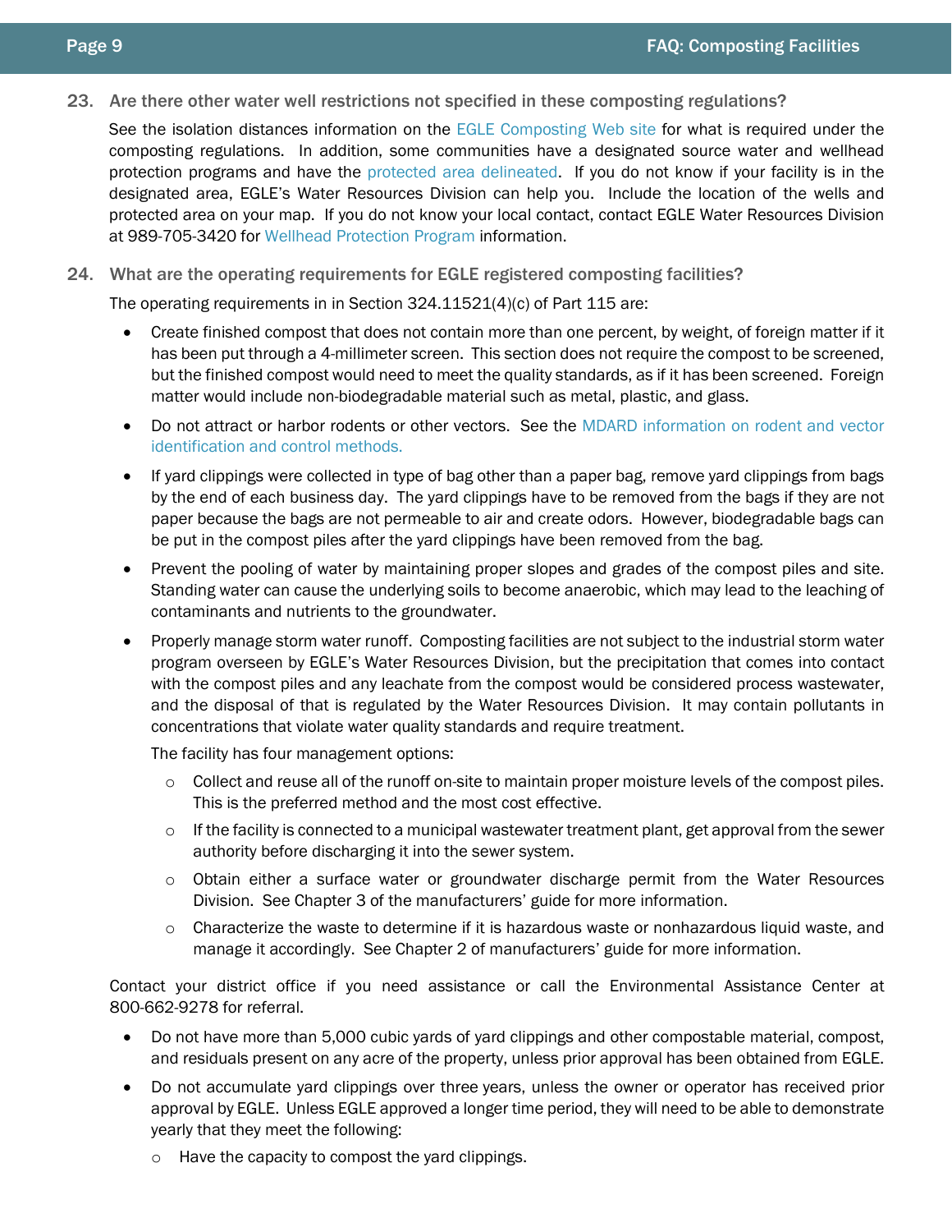**23. Are there other water well restrictions not specified in these composting regulations?**

See the isolation distances information on the EGLE Composting Web site for what is required under the composting regulations. In addition, some communities have a designated source water and wellhead protection programs and have the protected area delineated. If you do not know if your facility is in the designated area, EGLE's Water Resources Division can help you. Include the location of the wells and protected area on your map. If you do not know your local contact, contact EGLE Water Resources Division at 989-705-3420 for Wellhead Protection Program information.

**24. What are the operating requirements for EGLE registered composting facilities?**

The operating requirements in in Section 324.11521(4)(c) of Part 115 are:

- Create finished compost that does not contain more than one percent, by weight, of foreign matter if it has been put through a 4-millimeter screen. This section does not require the compost to be screened, but the finished compost would need to meet the quality standards, as if it has been screened. Foreign matter would include non-biodegradable material such as metal, plastic, and glass.
- Do not attract or harbor rodents or other vectors. See the MDARD information on rodent and vector identification and control methods.
- If yard clippings were collected in type of bag other than a paper bag, remove yard clippings from bags by the end of each business day. The yard clippings have to be removed from the bags if they are not paper because the bags are not permeable to air and create odors. However, biodegradable bags can be put in the compost piles after the yard clippings have been removed from the bag.
- Prevent the pooling of water by maintaining proper slopes and grades of the compost piles and site. Standing water can cause the underlying soils to become anaerobic, which may lead to the leaching of contaminants and nutrients to the groundwater.
- Properly manage storm water runoff. Composting facilities are not subject to the industrial storm water program overseen by EGLE's Water Resources Division, but the precipitation that comes into contact with the compost piles and any leachate from the compost would be considered process wastewater, and the disposal of that is regulated by the Water Resources Division. It may contain pollutants in concentrations that violate water quality standards and require treatment.

  The facility has four management options:

  - Collect and reuse all of the runoff on-site to maintain proper moisture levels of the compost piles. This is the preferred method and the most cost effective.
  - If the facility is connected to a municipal wastewater treatment plant, get approval from the sewer authority before discharging it into the sewer system.
  - Obtain either a surface water or groundwater discharge permit from the Water Resources Division. See Chapter 3 of the manufacturers' guide for more information.
  - Characterize the waste to determine if it is hazardous waste or nonhazardous liquid waste, and manage it accordingly. See Chapter 2 of manufacturers' guide for more information.

Contact your district office if you need assistance or call the Environmental Assistance Center at 800-662-9278 for referral.

- Do not have more than 5,000 cubic yards of yard clippings and other compostable material, compost, and residuals present on any acre of the property, unless prior approval has been obtained from EGLE.
- Do not accumulate yard clippings over three years, unless the owner or operator has received prior approval by EGLE. Unless EGLE approved a longer time period, they will need to be able to demonstrate yearly that they meet the following:
  - Have the capacity to compost the yard clippings.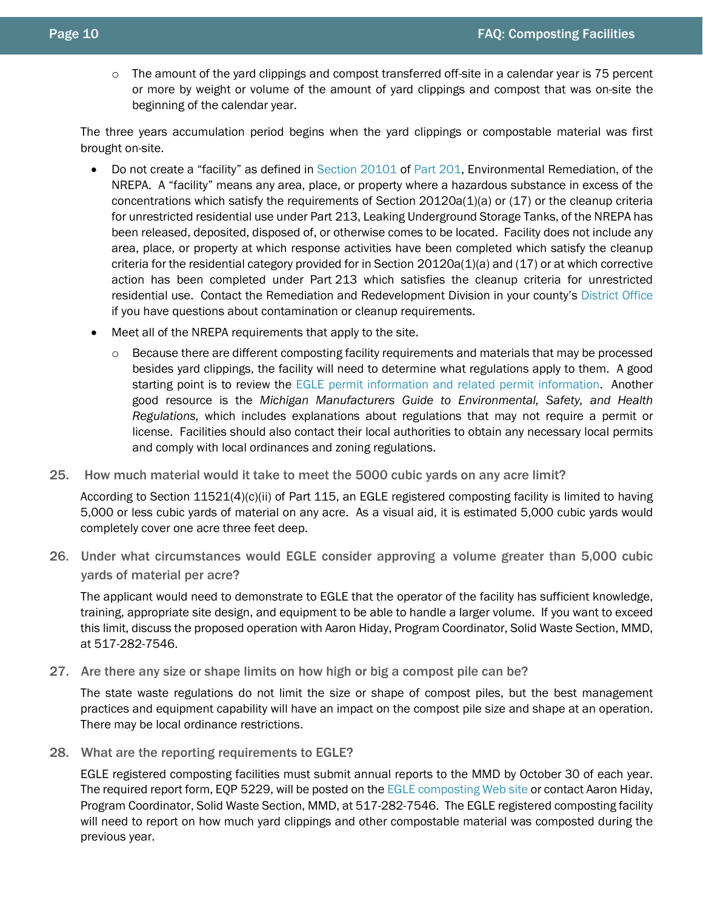- The amount of the yard clippings and compost transferred off-site in a calendar year is 75 percent or more by weight or volume of the amount of yard clippings and compost that was on-site the beginning of the calendar year.

The three years accumulation period begins when the yard clippings or compostable material was first brought on-site.

- Do not create a "facility" as defined in Section 20101 of Part 201, Environmental Remediation, of the NREPA. A "facility" means any area, place, or property where a hazardous substance in excess of the concentrations which satisfy the requirements of Section 20120a(1)(a) or (17) or the cleanup criteria for unrestricted residential use under Part 213, Leaking Underground Storage Tanks, of the NREPA has been released, deposited, disposed of, or otherwise comes to be located. Facility does not include any area, place, or property at which response activities have been completed which satisfy the cleanup criteria for the residential category provided for in Section 20120a(1)(a) and (17) or at which corrective action has been completed under Part 213 which satisfies the cleanup criteria for unrestricted residential use. Contact the Remediation and Redevelopment Division in your county's District Office if you have questions about contamination or cleanup requirements.
- Meet all of the NREPA requirements that apply to the site.
  - Because there are different composting facility requirements and materials that may be processed besides yard clippings, the facility will need to determine what regulations apply to them. A good starting point is to review the EGLE permit information and related permit information. Another good resource is the *Michigan Manufacturers Guide to Environmental, Safety, and Health Regulations,* which includes explanations about regulations that may not require a permit or license. Facilities should also contact their local authorities to obtain any necessary local permits and comply with local ordinances and zoning regulations.

### 25. How much material would it take to meet the 5000 cubic yards on any acre limit?

According to Section 11521(4)(c)(ii) of Part 115, an EGLE registered composting facility is limited to having 5,000 or less cubic yards of material on any acre. As a visual aid, it is estimated 5,000 cubic yards would completely cover one acre three feet deep.

### 26. Under what circumstances would EGLE consider approving a volume greater than 5,000 cubic yards of material per acre?

The applicant would need to demonstrate to EGLE that the operator of the facility has sufficient knowledge, training, appropriate site design, and equipment to be able to handle a larger volume. If you want to exceed this limit, discuss the proposed operation with Aaron Hiday, Program Coordinator, Solid Waste Section, MMD, at 517-282-7546.

### 27. Are there any size or shape limits on how high or big a compost pile can be?

The state waste regulations do not limit the size or shape of compost piles, but the best management practices and equipment capability will have an impact on the compost pile size and shape at an operation. There may be local ordinance restrictions.

### 28. What are the reporting requirements to EGLE?

EGLE registered composting facilities must submit annual reports to the MMD by October 30 of each year. The required report form, EQP 5229, will be posted on the EGLE composting Web site or contact Aaron Hiday, Program Coordinator, Solid Waste Section, MMD, at 517-282-7546. The EGLE registered composting facility will need to report on how much yard clippings and other compostable material was composted during the previous year.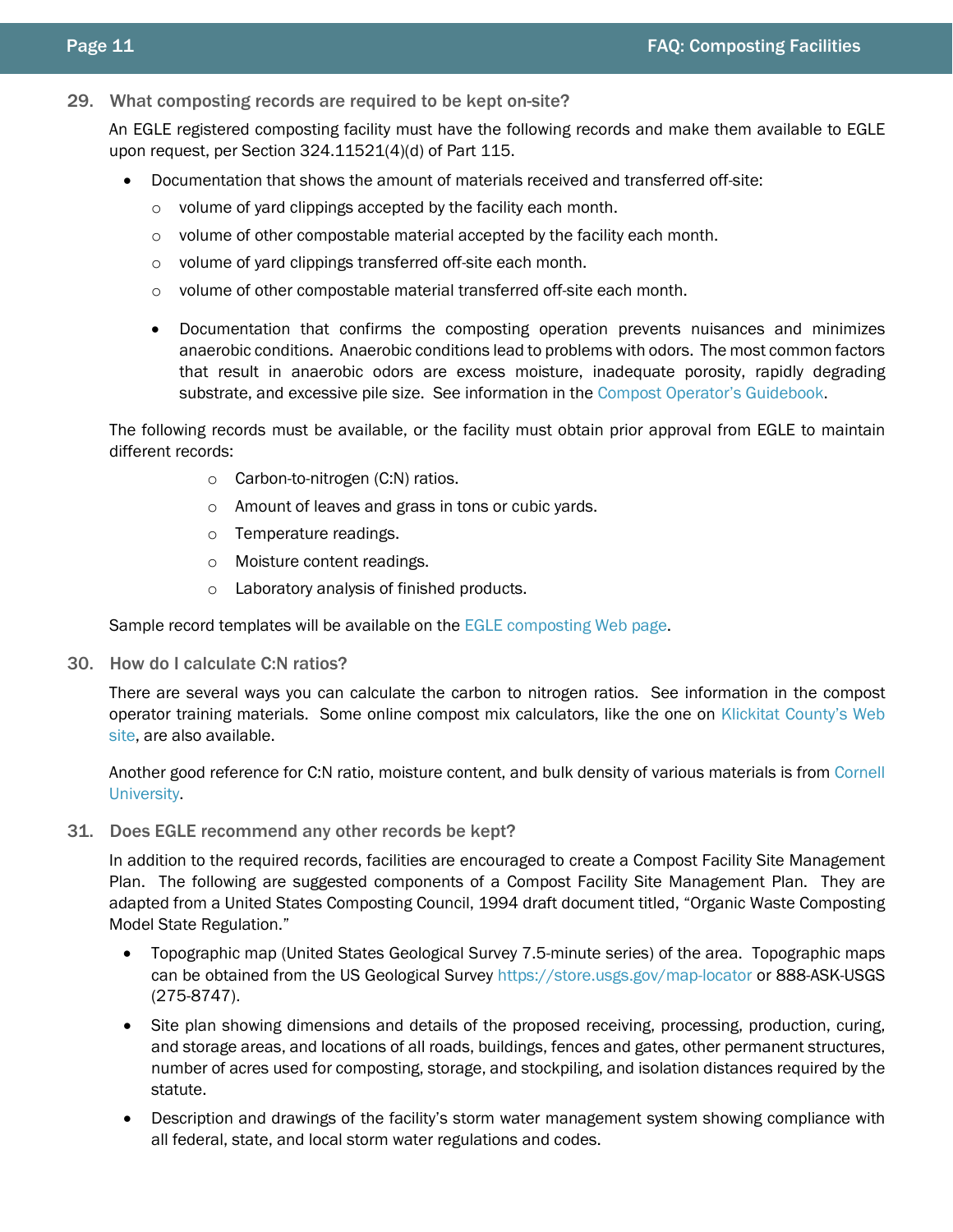## 29. What composting records are required to be kept on-site?

An EGLE registered composting facility must have the following records and make them available to EGLE upon request, per Section 324.11521(4)(d) of Part 115.

- Documentation that shows the amount of materials received and transferred off-site:
  - volume of yard clippings accepted by the facility each month.
  - volume of other compostable material accepted by the facility each month.
  - volume of yard clippings transferred off-site each month.
  - volume of other compostable material transferred off-site each month.

  - Documentation that confirms the composting operation prevents nuisances and minimizes anaerobic conditions. Anaerobic conditions lead to problems with odors. The most common factors that result in anaerobic odors are excess moisture, inadequate porosity, rapidly degrading substrate, and excessive pile size. See information in the Compost Operator's Guidebook.

The following records must be available, or the facility must obtain prior approval from EGLE to maintain different records:

- Carbon-to-nitrogen (C:N) ratios.
- Amount of leaves and grass in tons or cubic yards.
- Temperature readings.
- Moisture content readings.
- Laboratory analysis of finished products.

Sample record templates will be available on the EGLE composting Web page.

## 30. How do I calculate C:N ratios?

There are several ways you can calculate the carbon to nitrogen ratios. See information in the compost operator training materials. Some online compost mix calculators, like the one on Klickitat County's Web site, are also available.

Another good reference for C:N ratio, moisture content, and bulk density of various materials is from Cornell University.

## 31. Does EGLE recommend any other records be kept?

In addition to the required records, facilities are encouraged to create a Compost Facility Site Management Plan. The following are suggested components of a Compost Facility Site Management Plan. They are adapted from a United States Composting Council, 1994 draft document titled, "Organic Waste Composting Model State Regulation."

- Topographic map (United States Geological Survey 7.5-minute series) of the area. Topographic maps can be obtained from the US Geological Survey https://store.usgs.gov/map-locator or 888-ASK-USGS (275-8747).
- Site plan showing dimensions and details of the proposed receiving, processing, production, curing, and storage areas, and locations of all roads, buildings, fences and gates, other permanent structures, number of acres used for composting, storage, and stockpiling, and isolation distances required by the statute.
- Description and drawings of the facility's storm water management system showing compliance with all federal, state, and local storm water regulations and codes.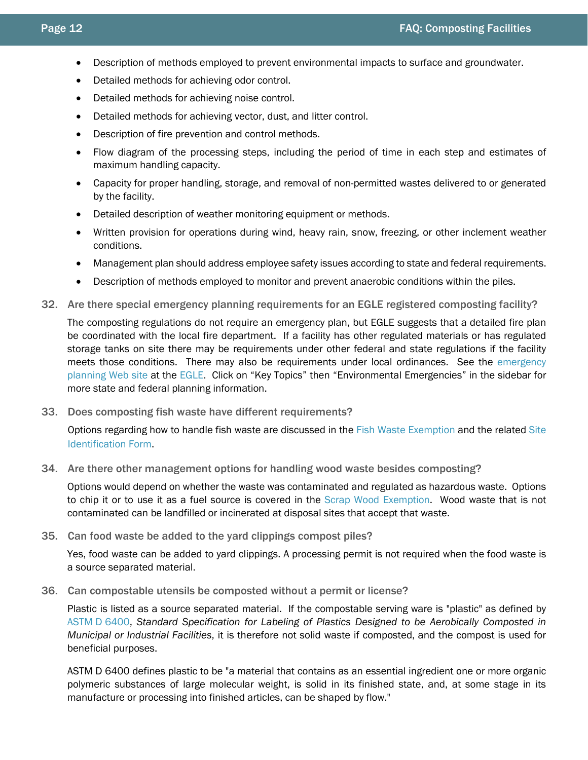- Description of methods employed to prevent environmental impacts to surface and groundwater.
- Detailed methods for achieving odor control.
- Detailed methods for achieving noise control.
- Detailed methods for achieving vector, dust, and litter control.
- Description of fire prevention and control methods.
- Flow diagram of the processing steps, including the period of time in each step and estimates of maximum handling capacity.
- Capacity for proper handling, storage, and removal of non-permitted wastes delivered to or generated by the facility.
- Detailed description of weather monitoring equipment or methods.
- Written provision for operations during wind, heavy rain, snow, freezing, or other inclement weather conditions.
- Management plan should address employee safety issues according to state and federal requirements.
- Description of methods employed to monitor and prevent anaerobic conditions within the piles.

**32. Are there special emergency planning requirements for an EGLE registered composting facility?**

The composting regulations do not require an emergency plan, but EGLE suggests that a detailed fire plan be coordinated with the local fire department. If a facility has other regulated materials or has regulated storage tanks on site there may be requirements under other federal and state regulations if the facility meets those conditions. There may also be requirements under local ordinances. See the emergency planning Web site at the EGLE. Click on "Key Topics" then "Environmental Emergencies" in the sidebar for more state and federal planning information.

**33. Does composting fish waste have different requirements?**

Options regarding how to handle fish waste are discussed in the Fish Waste Exemption and the related Site Identification Form.

**34. Are there other management options for handling wood waste besides composting?**

Options would depend on whether the waste was contaminated and regulated as hazardous waste. Options to chip it or to use it as a fuel source is covered in the Scrap Wood Exemption. Wood waste that is not contaminated can be landfilled or incinerated at disposal sites that accept that waste.

**35. Can food waste be added to the yard clippings compost piles?**

Yes, food waste can be added to yard clippings. A processing permit is not required when the food waste is a source separated material.

**36. Can compostable utensils be composted without a permit or license?**

Plastic is listed as a source separated material. If the compostable serving ware is "plastic" as defined by ASTM D 6400, *Standard Specification for Labeling of Plastics Designed to be Aerobically Composted in Municipal or Industrial Facilities*, it is therefore not solid waste if composted, and the compost is used for beneficial purposes.

ASTM D 6400 defines plastic to be "a material that contains as an essential ingredient one or more organic polymeric substances of large molecular weight, is solid in its finished state, and, at some stage in its manufacture or processing into finished articles, can be shaped by flow."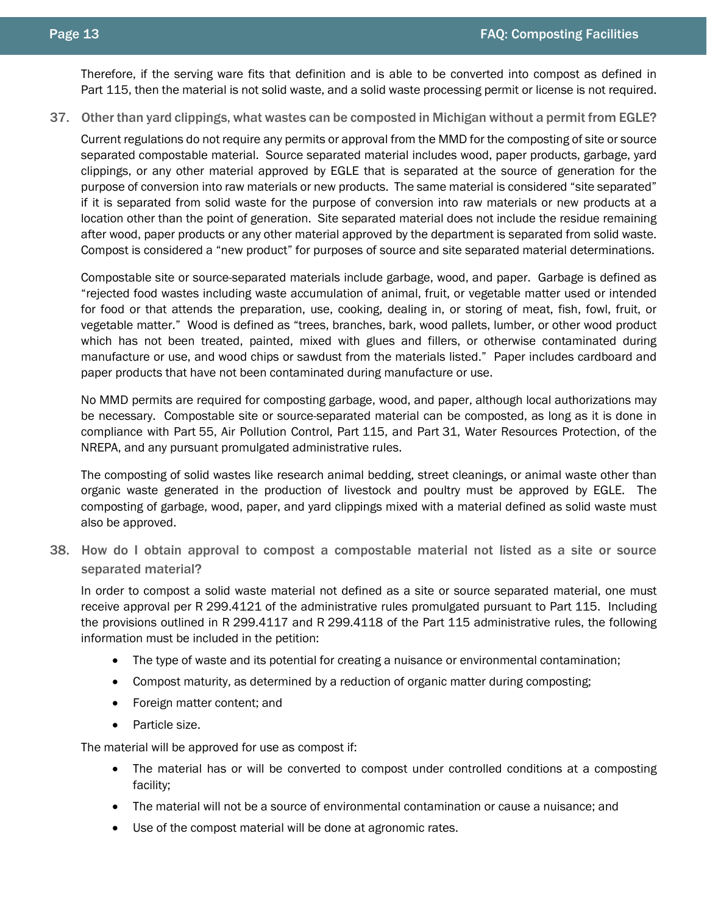Therefore, if the serving ware fits that definition and is able to be converted into compost as defined in Part 115, then the material is not solid waste, and a solid waste processing permit or license is not required.

### 37. Other than yard clippings, what wastes can be composted in Michigan without a permit from EGLE?

Current regulations do not require any permits or approval from the MMD for the composting of site or source separated compostable material. Source separated material includes wood, paper products, garbage, yard clippings, or any other material approved by EGLE that is separated at the source of generation for the purpose of conversion into raw materials or new products. The same material is considered "site separated" if it is separated from solid waste for the purpose of conversion into raw materials or new products at a location other than the point of generation. Site separated material does not include the residue remaining after wood, paper products or any other material approved by the department is separated from solid waste. Compost is considered a "new product" for purposes of source and site separated material determinations.

Compostable site or source-separated materials include garbage, wood, and paper. Garbage is defined as "rejected food wastes including waste accumulation of animal, fruit, or vegetable matter used or intended for food or that attends the preparation, use, cooking, dealing in, or storing of meat, fish, fowl, fruit, or vegetable matter." Wood is defined as "trees, branches, bark, wood pallets, lumber, or other wood product which has not been treated, painted, mixed with glues and fillers, or otherwise contaminated during manufacture or use, and wood chips or sawdust from the materials listed." Paper includes cardboard and paper products that have not been contaminated during manufacture or use.

No MMD permits are required for composting garbage, wood, and paper, although local authorizations may be necessary. Compostable site or source-separated material can be composted, as long as it is done in compliance with Part 55, Air Pollution Control, Part 115, and Part 31, Water Resources Protection, of the NREPA, and any pursuant promulgated administrative rules.

The composting of solid wastes like research animal bedding, street cleanings, or animal waste other than organic waste generated in the production of livestock and poultry must be approved by EGLE. The composting of garbage, wood, paper, and yard clippings mixed with a material defined as solid waste must also be approved.

### 38. How do I obtain approval to compost a compostable material not listed as a site or source separated material?

In order to compost a solid waste material not defined as a site or source separated material, one must receive approval per R 299.4121 of the administrative rules promulgated pursuant to Part 115. Including the provisions outlined in R 299.4117 and R 299.4118 of the Part 115 administrative rules, the following information must be included in the petition:

- The type of waste and its potential for creating a nuisance or environmental contamination;
- Compost maturity, as determined by a reduction of organic matter during composting;
- Foreign matter content; and
- Particle size.

The material will be approved for use as compost if:

- The material has or will be converted to compost under controlled conditions at a composting facility;
- The material will not be a source of environmental contamination or cause a nuisance; and
- Use of the compost material will be done at agronomic rates.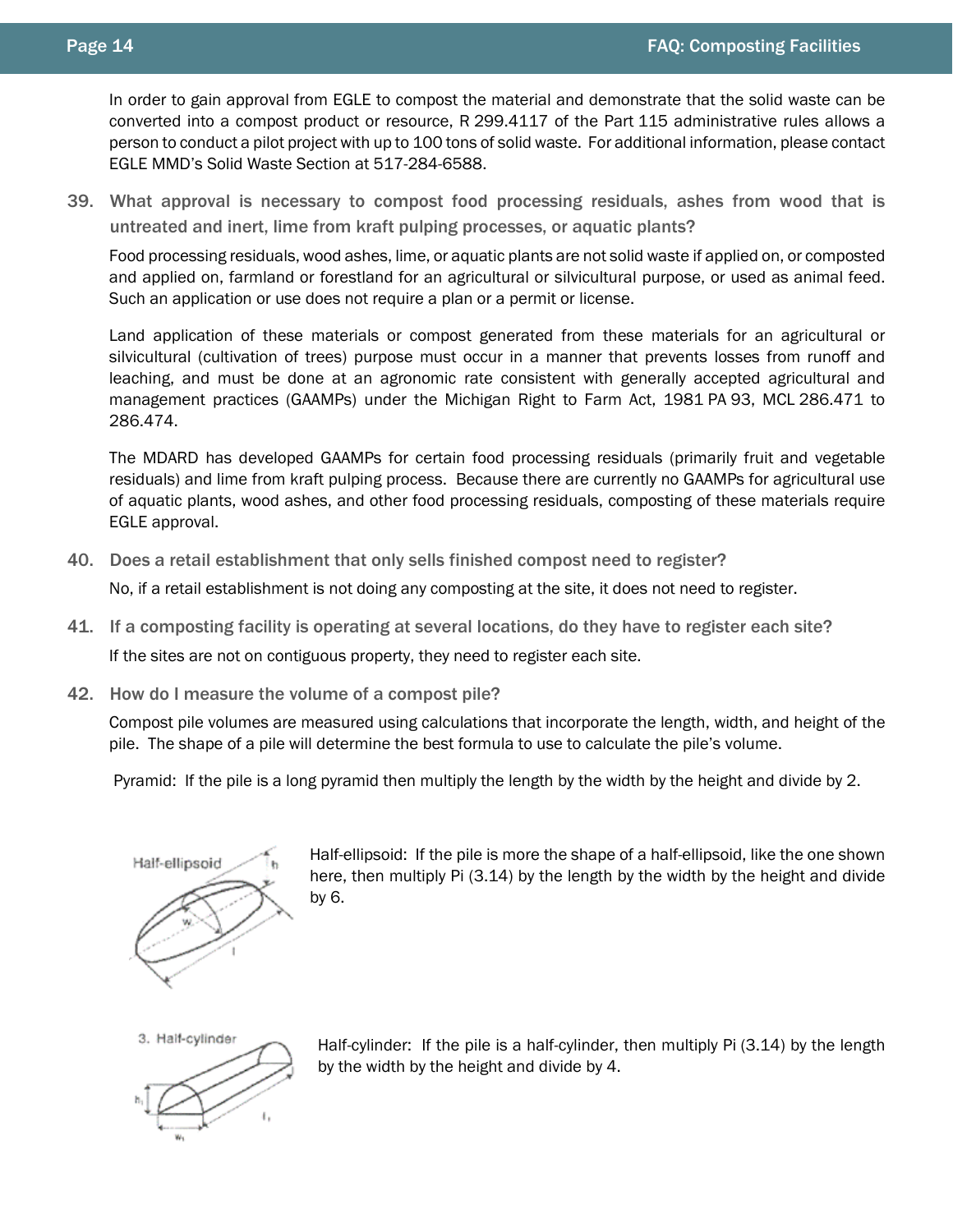In order to gain approval from EGLE to compost the material and demonstrate that the solid waste can be converted into a compost product or resource, R 299.4117 of the Part 115 administrative rules allows a person to conduct a pilot project with up to 100 tons of solid waste. For additional information, please contact EGLE MMD's Solid Waste Section at 517-284-6588.

39. **What approval is necessary to compost food processing residuals, ashes from wood that is untreated and inert, lime from kraft pulping processes, or aquatic plants?**

    Food processing residuals, wood ashes, lime, or aquatic plants are not solid waste if applied on, or composted and applied on, farmland or forestland for an agricultural or silvicultural purpose, or used as animal feed. Such an application or use does not require a plan or a permit or license.

    Land application of these materials or compost generated from these materials for an agricultural or silvicultural (cultivation of trees) purpose must occur in a manner that prevents losses from runoff and leaching, and must be done at an agronomic rate consistent with generally accepted agricultural and management practices (GAAMPs) under the Michigan Right to Farm Act, 1981 PA 93, MCL 286.471 to 286.474.

    The MDARD has developed GAAMPs for certain food processing residuals (primarily fruit and vegetable residuals) and lime from kraft pulping process. Because there are currently no GAAMPs for agricultural use of aquatic plants, wood ashes, and other food processing residuals, composting of these materials require EGLE approval.

40. **Does a retail establishment that only sells finished compost need to register?**

    No, if a retail establishment is not doing any composting at the site, it does not need to register.

41. **If a composting facility is operating at several locations, do they have to register each site?**

    If the sites are not on contiguous property, they need to register each site.

42. **How do I measure the volume of a compost pile?**

    Compost pile volumes are measured using calculations that incorporate the length, width, and height of the pile. The shape of a pile will determine the best formula to use to calculate the pile's volume.

    Pyramid: If the pile is a long pyramid then multiply the length by the width by the height and divide by 2.

    Half-ellipsoid: If the pile is more the shape of a half-ellipsoid, like the one shown here, then multiply Pi (3.14) by the length by the width by the height and divide by 6.

    Half-cylinder: If the pile is a half-cylinder, then multiply Pi (3.14) by the length by the width by the height and divide by 4.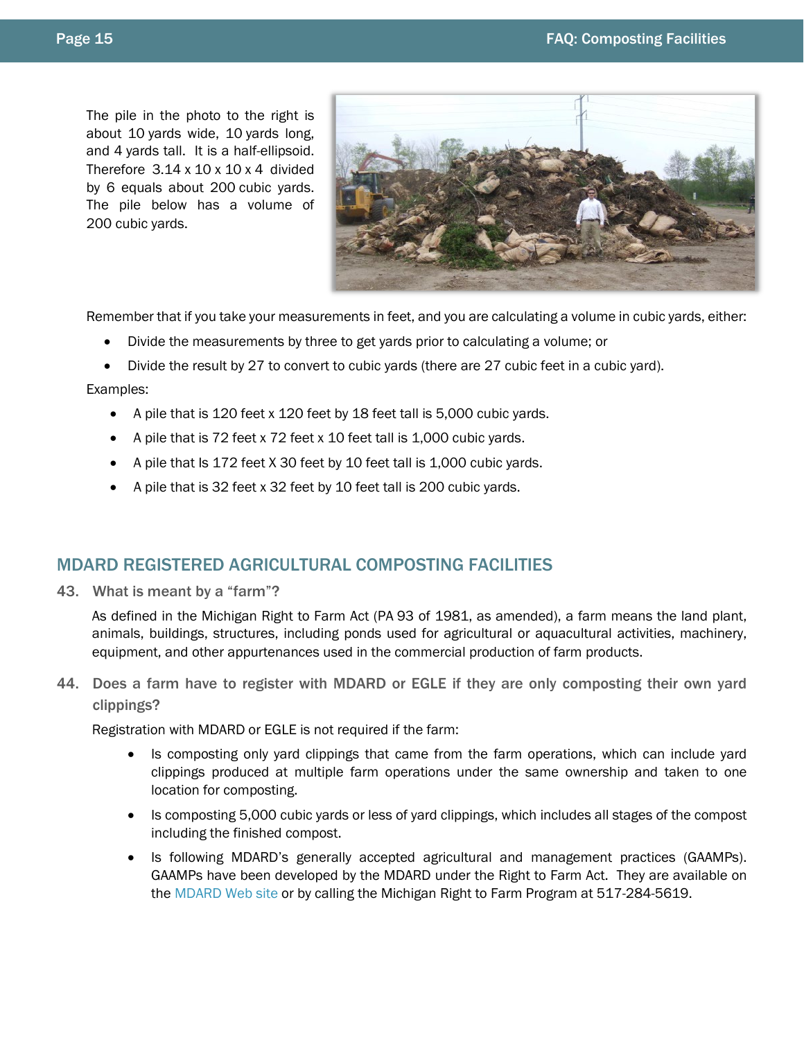The pile in the photo to the right is about 10 yards wide, 10 yards long, and 4 yards tall. It is a half-ellipsoid. Therefore 3.14 x 10 x 10 x 4 divided by 6 equals about 200 cubic yards. The pile below has a volume of 200 cubic yards.

Remember that if you take your measurements in feet, and you are calculating a volume in cubic yards, either:

- Divide the measurements by three to get yards prior to calculating a volume; or
- Divide the result by 27 to convert to cubic yards (there are 27 cubic feet in a cubic yard).

Examples:

- A pile that is 120 feet x 120 feet by 18 feet tall is 5,000 cubic yards.
- A pile that is 72 feet x 72 feet x 10 feet tall is 1,000 cubic yards.
- A pile that Is 172 feet X 30 feet by 10 feet tall is 1,000 cubic yards.
- A pile that is 32 feet x 32 feet by 10 feet tall is 200 cubic yards.

## MDARD REGISTERED AGRICULTURAL COMPOSTING FACILITIES

### 43. What is meant by a "farm"?

As defined in the Michigan Right to Farm Act (PA 93 of 1981, as amended), a farm means the land plant, animals, buildings, structures, including ponds used for agricultural or aquacultural activities, machinery, equipment, and other appurtenances used in the commercial production of farm products.

### 44. Does a farm have to register with MDARD or EGLE if they are only composting their own yard clippings?

Registration with MDARD or EGLE is not required if the farm:

- Is composting only yard clippings that came from the farm operations, which can include yard clippings produced at multiple farm operations under the same ownership and taken to one location for composting.
- Is composting 5,000 cubic yards or less of yard clippings, which includes all stages of the compost including the finished compost.
- Is following MDARD's generally accepted agricultural and management practices (GAAMPs). GAAMPs have been developed by the MDARD under the Right to Farm Act. They are available on the MDARD Web site or by calling the Michigan Right to Farm Program at 517-284-5619.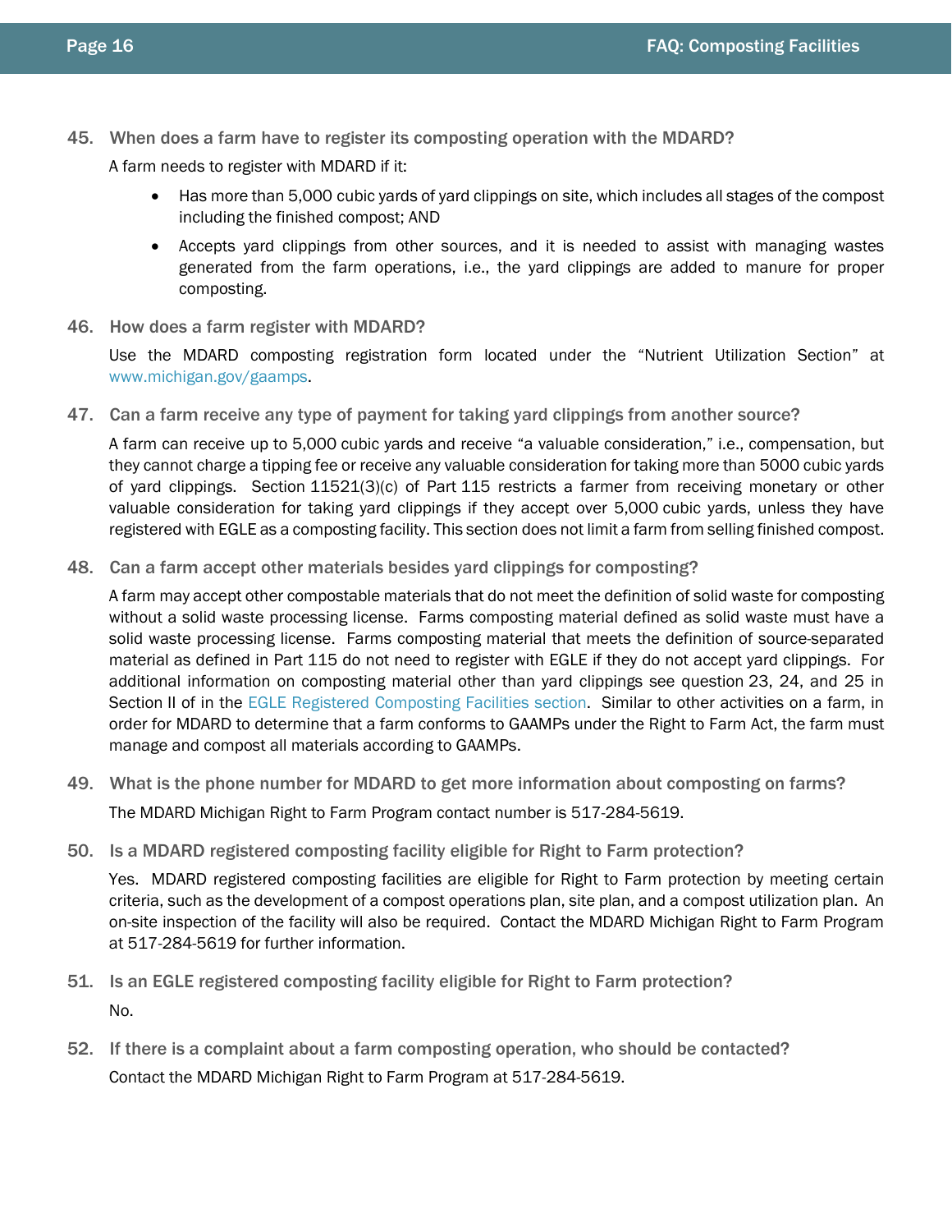45. **When does a farm have to register its composting operation with the MDARD?**

A farm needs to register with MDARD if it:

- Has more than 5,000 cubic yards of yard clippings on site, which includes all stages of the compost including the finished compost; AND
- Accepts yard clippings from other sources, and it is needed to assist with managing wastes generated from the farm operations, i.e., the yard clippings are added to manure for proper composting.

46. **How does a farm register with MDARD?**

Use the MDARD composting registration form located under the "Nutrient Utilization Section" at www.michigan.gov/gaamps.

47. **Can a farm receive any type of payment for taking yard clippings from another source?**

A farm can receive up to 5,000 cubic yards and receive "a valuable consideration," i.e., compensation, but they cannot charge a tipping fee or receive any valuable consideration for taking more than 5000 cubic yards of yard clippings. Section 11521(3)(c) of Part 115 restricts a farmer from receiving monetary or other valuable consideration for taking yard clippings if they accept over 5,000 cubic yards, unless they have registered with EGLE as a composting facility. This section does not limit a farm from selling finished compost.

48. **Can a farm accept other materials besides yard clippings for composting?**

A farm may accept other compostable materials that do not meet the definition of solid waste for composting without a solid waste processing license. Farms composting material defined as solid waste must have a solid waste processing license. Farms composting material that meets the definition of source-separated material as defined in Part 115 do not need to register with EGLE if they do not accept yard clippings. For additional information on composting material other than yard clippings see question 23, 24, and 25 in Section II of in the EGLE Registered Composting Facilities section. Similar to other activities on a farm, in order for MDARD to determine that a farm conforms to GAAMPs under the Right to Farm Act, the farm must manage and compost all materials according to GAAMPs.

49. **What is the phone number for MDARD to get more information about composting on farms?**

The MDARD Michigan Right to Farm Program contact number is 517-284-5619.

50. **Is a MDARD registered composting facility eligible for Right to Farm protection?**

Yes. MDARD registered composting facilities are eligible for Right to Farm protection by meeting certain criteria, such as the development of a compost operations plan, site plan, and a compost utilization plan. An on-site inspection of the facility will also be required. Contact the MDARD Michigan Right to Farm Program at 517-284-5619 for further information.

51. **Is an EGLE registered composting facility eligible for Right to Farm protection?**

No.

52. **If there is a complaint about a farm composting operation, who should be contacted?**

Contact the MDARD Michigan Right to Farm Program at 517-284-5619.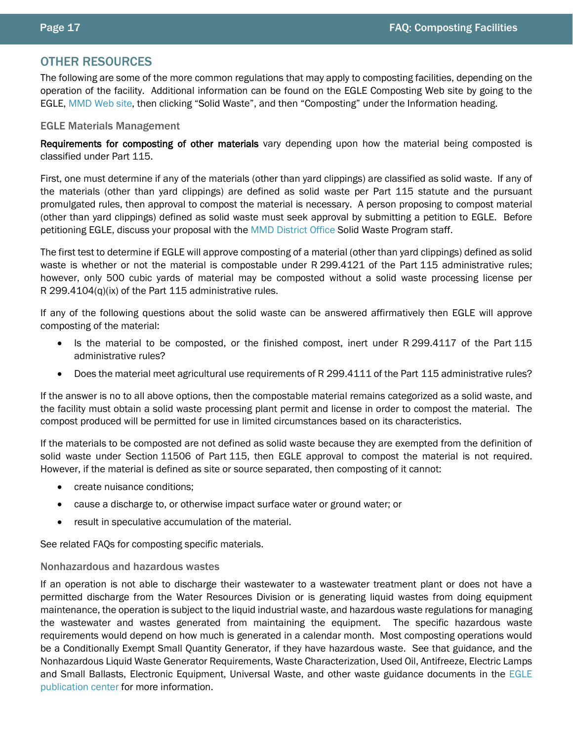## OTHER RESOURCES

The following are some of the more common regulations that may apply to composting facilities, depending on the operation of the facility. Additional information can be found on the EGLE Composting Web site by going to the EGLE, MMD Web site, then clicking "Solid Waste", and then "Composting" under the Information heading.

### EGLE Materials Management

**Requirements for composting of other materials** vary depending upon how the material being composted is classified under Part 115.

First, one must determine if any of the materials (other than yard clippings) are classified as solid waste. If any of the materials (other than yard clippings) are defined as solid waste per Part 115 statute and the pursuant promulgated rules, then approval to compost the material is necessary. A person proposing to compost material (other than yard clippings) defined as solid waste must seek approval by submitting a petition to EGLE. Before petitioning EGLE, discuss your proposal with the MMD District Office Solid Waste Program staff.

The first test to determine if EGLE will approve composting of a material (other than yard clippings) defined as solid waste is whether or not the material is compostable under R 299.4121 of the Part 115 administrative rules; however, only 500 cubic yards of material may be composted without a solid waste processing license per R 299.4104(q)(ix) of the Part 115 administrative rules.

If any of the following questions about the solid waste can be answered affirmatively then EGLE will approve composting of the material:

- Is the material to be composted, or the finished compost, inert under R 299.4117 of the Part 115 administrative rules?
- Does the material meet agricultural use requirements of R 299.4111 of the Part 115 administrative rules?

If the answer is no to all above options, then the compostable material remains categorized as a solid waste, and the facility must obtain a solid waste processing plant permit and license in order to compost the material. The compost produced will be permitted for use in limited circumstances based on its characteristics.

If the materials to be composted are not defined as solid waste because they are exempted from the definition of solid waste under Section 11506 of Part 115, then EGLE approval to compost the material is not required. However, if the material is defined as site or source separated, then composting of it cannot:

- create nuisance conditions;
- cause a discharge to, or otherwise impact surface water or ground water; or
- result in speculative accumulation of the material.

See related FAQs for composting specific materials.

### Nonhazardous and hazardous wastes

If an operation is not able to discharge their wastewater to a wastewater treatment plant or does not have a permitted discharge from the Water Resources Division or is generating liquid wastes from doing equipment maintenance, the operation is subject to the liquid industrial waste, and hazardous waste regulations for managing the wastewater and wastes generated from maintaining the equipment. The specific hazardous waste requirements would depend on how much is generated in a calendar month. Most composting operations would be a Conditionally Exempt Small Quantity Generator, if they have hazardous waste. See that guidance, and the Nonhazardous Liquid Waste Generator Requirements, Waste Characterization, Used Oil, Antifreeze, Electric Lamps and Small Ballasts, Electronic Equipment, Universal Waste, and other waste guidance documents in the EGLE publication center for more information.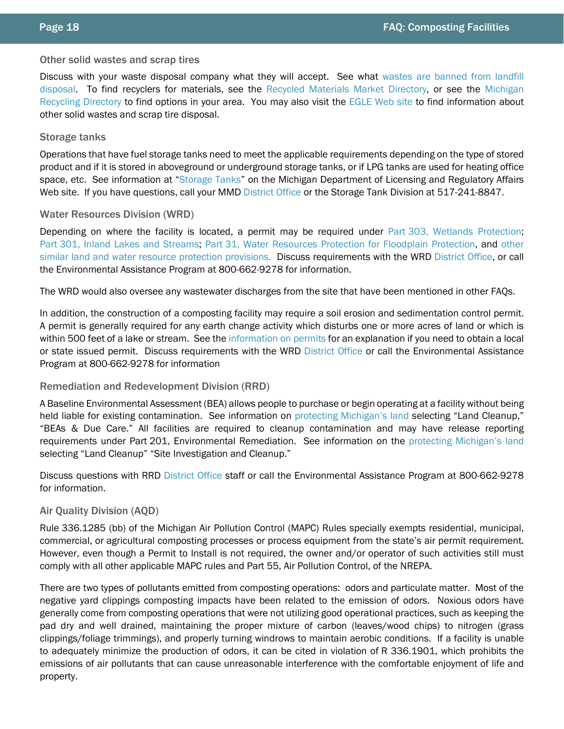### Other solid wastes and scrap tires

Discuss with your waste disposal company what they will accept. See what wastes are banned from landfill disposal. To find recyclers for materials, see the Recycled Materials Market Directory, or see the Michigan Recycling Directory to find options in your area. You may also visit the EGLE Web site to find information about other solid wastes and scrap tire disposal.

### Storage tanks

Operations that have fuel storage tanks need to meet the applicable requirements depending on the type of stored product and if it is stored in aboveground or underground storage tanks, or if LPG tanks are used for heating office space, etc. See information at "Storage Tanks" on the Michigan Department of Licensing and Regulatory Affairs Web site. If you have questions, call your MMD District Office or the Storage Tank Division at 517-241-8847.

### Water Resources Division (WRD)

Depending on where the facility is located, a permit may be required under Part 303, Wetlands Protection; Part 301, Inland Lakes and Streams; Part 31, Water Resources Protection for Floodplain Protection, and other similar land and water resource protection provisions. Discuss requirements with the WRD District Office, or call the Environmental Assistance Program at 800-662-9278 for information.

The WRD would also oversee any wastewater discharges from the site that have been mentioned in other FAQs.

In addition, the construction of a composting facility may require a soil erosion and sedimentation control permit. A permit is generally required for any earth change activity which disturbs one or more acres of land or which is within 500 feet of a lake or stream. See the information on permits for an explanation if you need to obtain a local or state issued permit. Discuss requirements with the WRD District Office or call the Environmental Assistance Program at 800-662-9278 for information

### Remediation and Redevelopment Division (RRD)

A Baseline Environmental Assessment (BEA) allows people to purchase or begin operating at a facility without being held liable for existing contamination. See information on protecting Michigan's land selecting "Land Cleanup," "BEAs & Due Care." All facilities are required to cleanup contamination and may have release reporting requirements under Part 201, Environmental Remediation. See information on the protecting Michigan's land selecting "Land Cleanup" "Site Investigation and Cleanup."

Discuss questions with RRD District Office staff or call the Environmental Assistance Program at 800-662-9278 for information.

### Air Quality Division (AQD)

Rule 336.1285 (bb) of the Michigan Air Pollution Control (MAPC) Rules specially exempts residential, municipal, commercial, or agricultural composting processes or process equipment from the state's air permit requirement. However, even though a Permit to Install is not required, the owner and/or operator of such activities still must comply with all other applicable MAPC rules and Part 55, Air Pollution Control, of the NREPA.

There are two types of pollutants emitted from composting operations: odors and particulate matter. Most of the negative yard clippings composting impacts have been related to the emission of odors. Noxious odors have generally come from composting operations that were not utilizing good operational practices, such as keeping the pad dry and well drained, maintaining the proper mixture of carbon (leaves/wood chips) to nitrogen (grass clippings/foliage trimmings), and properly turning windrows to maintain aerobic conditions. If a facility is unable to adequately minimize the production of odors, it can be cited in violation of R 336.1901, which prohibits the emissions of air pollutants that can cause unreasonable interference with the comfortable enjoyment of life and property.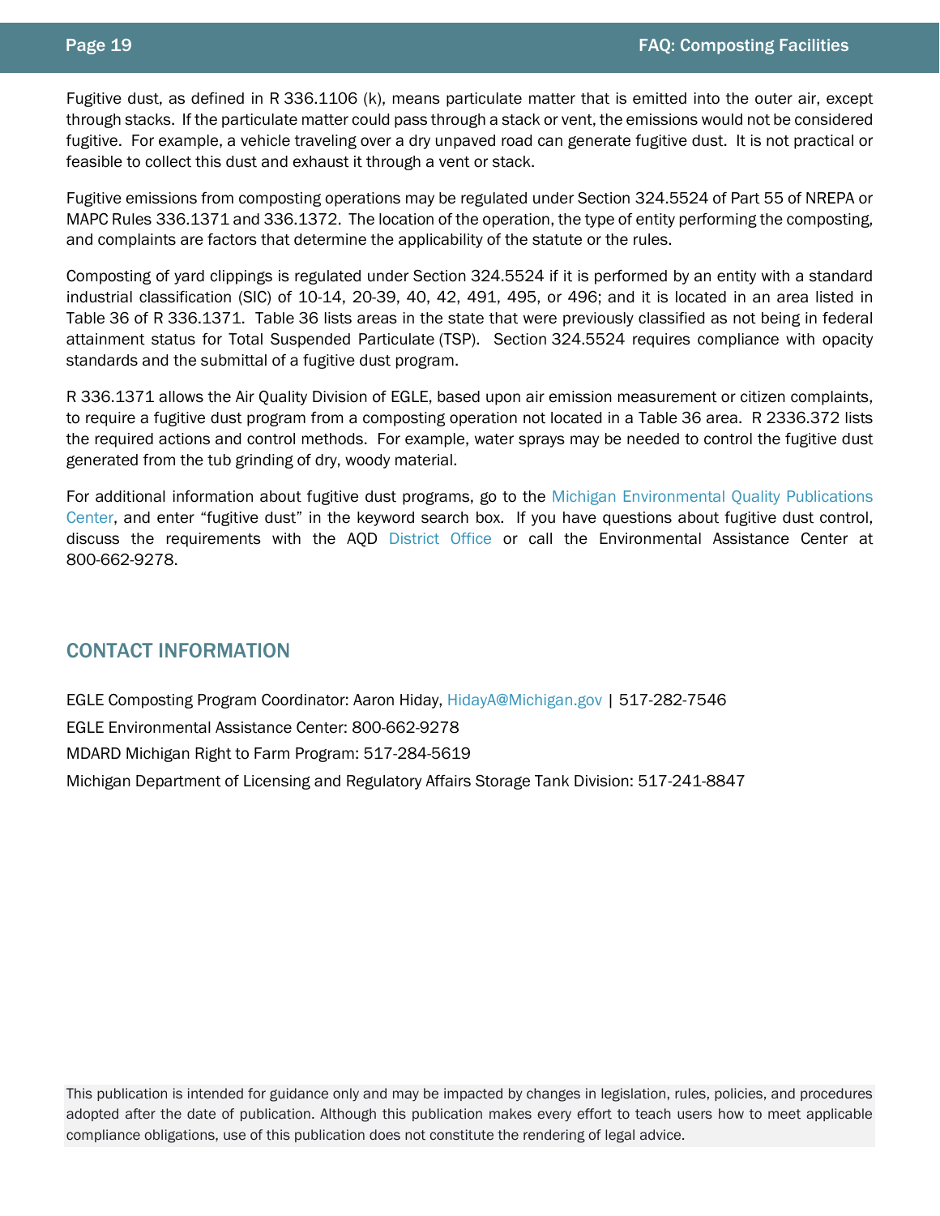Fugitive dust, as defined in R 336.1106 (k), means particulate matter that is emitted into the outer air, except through stacks. If the particulate matter could pass through a stack or vent, the emissions would not be considered fugitive. For example, a vehicle traveling over a dry unpaved road can generate fugitive dust. It is not practical or feasible to collect this dust and exhaust it through a vent or stack.

Fugitive emissions from composting operations may be regulated under Section 324.5524 of Part 55 of NREPA or MAPC Rules 336.1371 and 336.1372. The location of the operation, the type of entity performing the composting, and complaints are factors that determine the applicability of the statute or the rules.

Composting of yard clippings is regulated under Section 324.5524 if it is performed by an entity with a standard industrial classification (SIC) of 10-14, 20-39, 40, 42, 491, 495, or 496; and it is located in an area listed in Table 36 of R 336.1371. Table 36 lists areas in the state that were previously classified as not being in federal attainment status for Total Suspended Particulate (TSP). Section 324.5524 requires compliance with opacity standards and the submittal of a fugitive dust program.

R 336.1371 allows the Air Quality Division of EGLE, based upon air emission measurement or citizen complaints, to require a fugitive dust program from a composting operation not located in a Table 36 area. R 2336.372 lists the required actions and control methods. For example, water sprays may be needed to control the fugitive dust generated from the tub grinding of dry, woody material.

For additional information about fugitive dust programs, go to the Michigan Environmental Quality Publications Center, and enter "fugitive dust" in the keyword search box. If you have questions about fugitive dust control, discuss the requirements with the AQD District Office or call the Environmental Assistance Center at 800-662-9278.

## CONTACT INFORMATION

EGLE Composting Program Coordinator: Aaron Hiday, HidayA@Michigan.gov | 517-282-7546

EGLE Environmental Assistance Center: 800-662-9278

MDARD Michigan Right to Farm Program: 517-284-5619

Michigan Department of Licensing and Regulatory Affairs Storage Tank Division: 517-241-8847

This publication is intended for guidance only and may be impacted by changes in legislation, rules, policies, and procedures adopted after the date of publication. Although this publication makes every effort to teach users how to meet applicable compliance obligations, use of this publication does not constitute the rendering of legal advice.